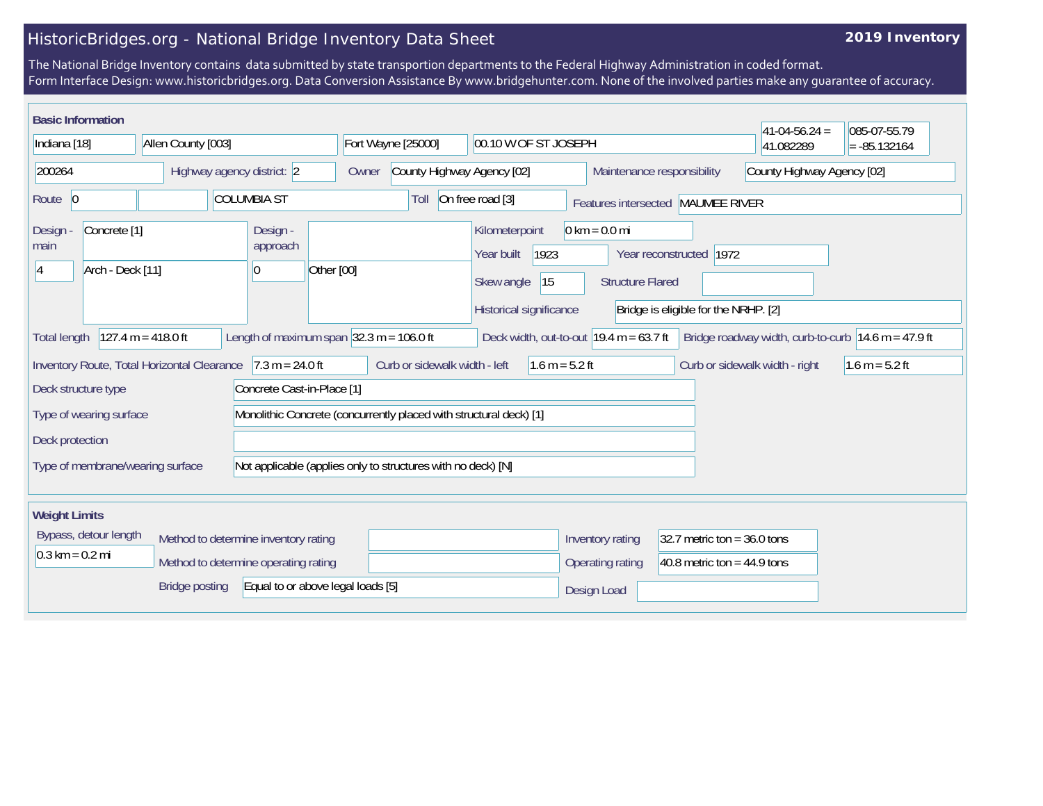# HistoricBridges.org - National Bridge Inventory Data Sheet

**2019 Inventory**

The National Bridge Inventory contains data submitted by state transportion departments to the Federal Highway Administration in coded format.
Form Interface Design: www.historicbridges.org. Data Conversion Assistance By www.bridgehunter.com. None of the involved parties make any guarantee of accuracy.

## Basic Information

| Field | Value |
| --- | --- |
| State | Indiana [18] |
| County | Allen County [003] |
| Place | Fort Wayne [25000] |
| Location | 00.10 W OF ST JOSEPH |
| Latitude | 41-04-56.24 = 41.082289 |
| Longitude | 085-07-55.79 = -85.132164 |
| Structure number | 200264 |
| Highway agency district | 2 |
| Owner | County Highway Agency [02] |
| Maintenance responsibility | County Highway Agency [02] |
| Route | 0 |
| Facility carried | COLUMBIA ST |
| Toll | On free road [3] |
| Features intersected | MAUMEE RIVER |
| Design - main | Concrete [1] |
| Design - main (type) | 4 Arch - Deck [11] |
| Design - approach | 0 Other [00] |
| Kilometerpoint | 0 km = 0.0 mi |
| Year built | 1923 |
| Year reconstructed | 1972 |
| Skew angle | 15 |
| Structure Flared | |
| Historical significance | Bridge is eligible for the NRHP. [2] |
| Total length | 127.4 m = 418.0 ft |
| Length of maximum span | 32.3 m = 106.0 ft |
| Deck width, out-to-out | 19.4 m = 63.7 ft |
| Bridge roadway width, curb-to-curb | 14.6 m = 47.9 ft |
| Inventory Route, Total Horizontal Clearance | 7.3 m = 24.0 ft |
| Curb or sidewalk width - left | 1.6 m = 5.2 ft |
| Curb or sidewalk width - right | 1.6 m = 5.2 ft |
| Deck structure type | Concrete Cast-in-Place [1] |
| Type of wearing surface | Monolithic Concrete (concurrently placed with structural deck) [1] |
| Deck protection | |
| Type of membrane/wearing surface | Not applicable (applies only to structures with no deck) [N] |

## Weight Limits

| Field | Value |
| --- | --- |
| Bypass, detour length | 0.3 km = 0.2 mi |
| Method to determine inventory rating | |
| Method to determine operating rating | |
| Bridge posting | Equal to or above legal loads [5] |
| Inventory rating | 32.7 metric ton = 36.0 tons |
| Operating rating | 40.8 metric ton = 44.9 tons |
| Design Load | |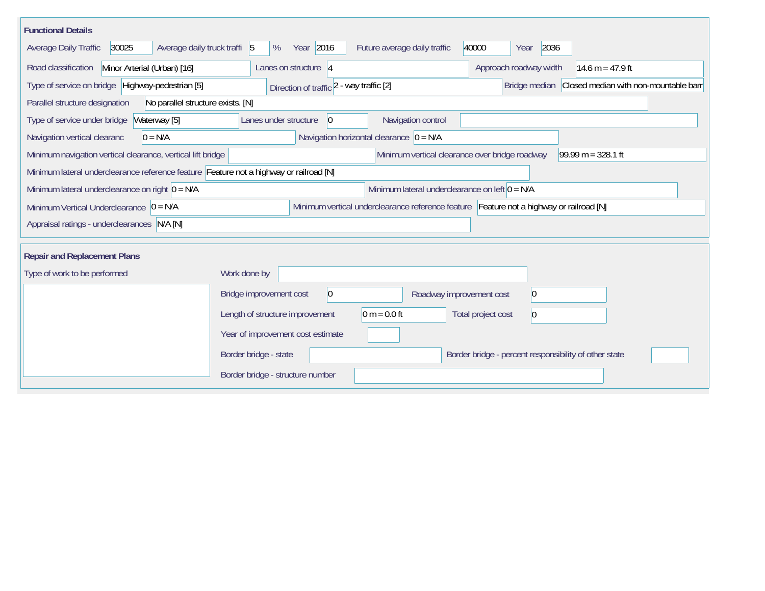## Functional Details

| Field | Value |
|---|---|
| Average Daily Traffic | 30025 |
| Average daily truck traffi | 5 % |
| Year | 2016 |
| Future average daily traffic | 40000 |
| Year | 2036 |
| Road classification | Minor Arterial (Urban) [16] |
| Lanes on structure | 4 |
| Approach roadway width | 14.6 m = 47.9 ft |
| Type of service on bridge | Highway-pedestrian [5] |
| Direction of traffic | 2 - way traffic [2] |
| Bridge median | Closed median with non-mountable barr |
| Parallel structure designation | No parallel structure exists. [N] |
| Type of service under bridge | Waterway [5] |
| Lanes under structure | 0 |
| Navigation control | |
| Navigation vertical clearanc | 0 = N/A |
| Navigation horizontal clearance | 0 = N/A |
| Minimum navigation vertical clearance, vertical lift bridge | |
| Minimum vertical clearance over bridge roadway | 99.99 m = 328.1 ft |
| Minimum lateral underclearance reference feature | Feature not a highway or railroad [N] |
| Minimum lateral underclearance on right | 0 = N/A |
| Minimum lateral underclearance on left | 0 = N/A |
| Minimum Vertical Underclearance | 0 = N/A |
| Minimum vertical underclearance reference feature | Feature not a highway or railroad [N] |
| Appraisal ratings - underclearances | N/A [N] |

## Repair and Replacement Plans

| Field | Value |
|---|---|
| Type of work to be performed | |
| Work done by | |
| Bridge improvement cost | 0 |
| Roadway improvement cost | 0 |
| Length of structure improvement | 0 m = 0.0 ft |
| Total project cost | 0 |
| Year of improvement cost estimate | |
| Border bridge - state | |
| Border bridge - percent responsibility of other state | |
| Border bridge - structure number | |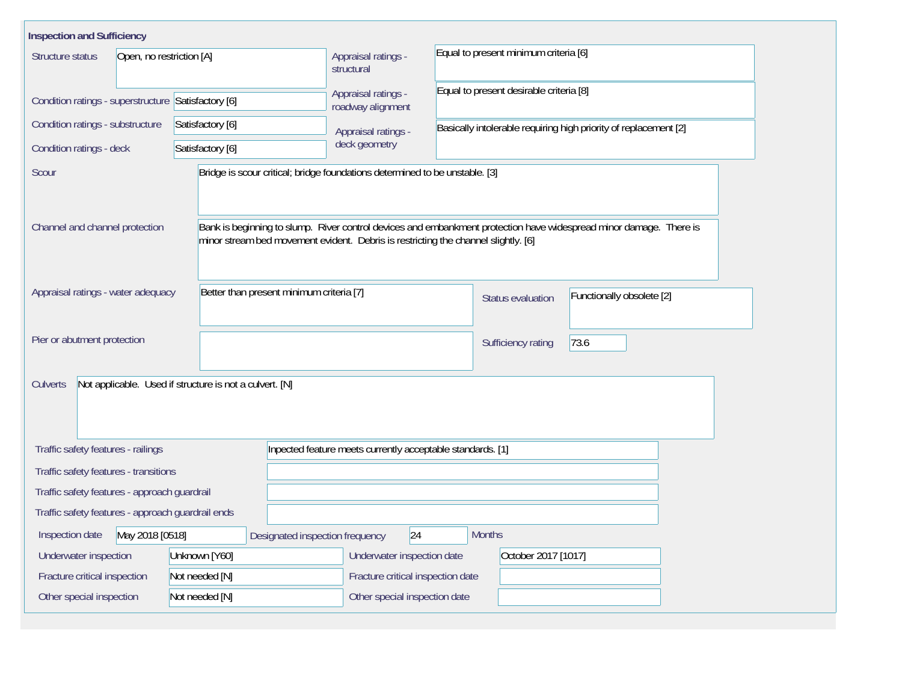## Inspection and Sufficiency

| | |
|---|---|
| Structure status | Open, no restriction [A] |
| Appraisal ratings - structural | Equal to present minimum criteria [6] |
| Condition ratings - superstructure | Satisfactory [6] |
| Appraisal ratings - roadway alignment | Equal to present desirable criteria [8] |
| Condition ratings - substructure | Satisfactory [6] |
| Appraisal ratings - deck geometry | Basically intolerable requiring high priority of replacement [2] |
| Condition ratings - deck | Satisfactory [6] |
| Scour | Bridge is scour critical; bridge foundations determined to be unstable. [3] |
| Channel and channel protection | Bank is beginning to slump. River control devices and embankment protection have widespread minor damage. There is minor stream bed movement evident. Debris is restricting the channel slightly. [6] |
| Appraisal ratings - water adequacy | Better than present minimum criteria [7] |
| Status evaluation | Functionally obsolete [2] |
| Pier or abutment protection | |
| Sufficiency rating | 73.6 |
| Culverts | Not applicable. Used if structure is not a culvert. [N] |
| Traffic safety features - railings | Inpected feature meets currently acceptable standards. [1] |
| Traffic safety features - transitions | |
| Traffic safety features - approach guardrail | |
| Traffic safety features - approach guardrail ends | |
| Inspection date | May 2018 [0518] |
| Designated inspection frequency | 24 Months |
| Underwater inspection | Unknown [Y60] |
| Underwater inspection date | October 2017 [1017] |
| Fracture critical inspection | Not needed [N] |
| Fracture critical inspection date | |
| Other special inspection | Not needed [N] |
| Other special inspection date | |